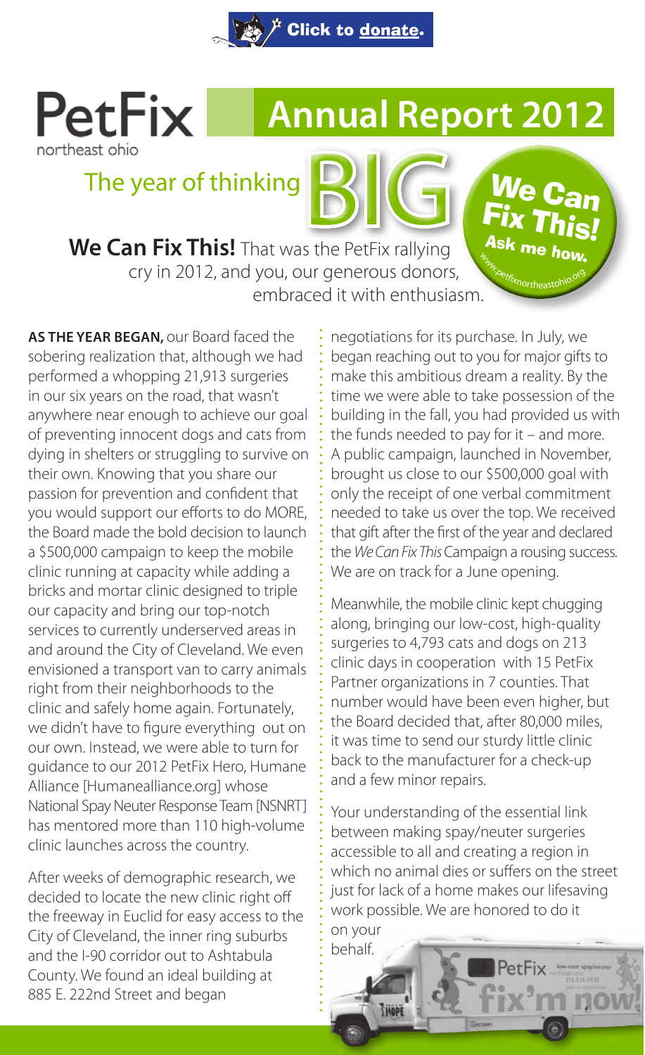Click to donate.

# PetFix northeast ohio — Annual Report 2012

## The year of thinking BIG

**We Can Fix This! Ask me how.** www.petfixnortheastohio.org

**We Can Fix This!** That was the PetFix rallying cry in 2012, and you, our generous donors, embraced it with enthusiasm.

**AS THE YEAR BEGAN,** our Board faced the sobering realization that, although we had performed a whopping 21,913 surgeries in our six years on the road, that wasn't anywhere near enough to achieve our goal of preventing innocent dogs and cats from dying in shelters or struggling to survive on their own. Knowing that you share our passion for prevention and confident that you would support our efforts to do MORE, the Board made the bold decision to launch a $500,000 campaign to keep the mobile clinic running at capacity while adding a bricks and mortar clinic designed to triple our capacity and bring our top-notch services to currently underserved areas in and around the City of Cleveland. We even envisioned a transport van to carry animals right from their neighborhoods to the clinic and safely home again. Fortunately, we didn't have to figure everything out on our own. Instead, we were able to turn for guidance to our 2012 PetFix Hero, Humane Alliance [Humanealliance.org] whose National Spay Neuter Response Team [NSNRT] has mentored more than 110 high-volume clinic launches across the country.

After weeks of demographic research, we decided to locate the new clinic right off the freeway in Euclid for easy access to the City of Cleveland, the inner ring suburbs and the I-90 corridor out to Ashtabula County. We found an ideal building at 885 E. 222nd Street and began negotiations for its purchase. In July, we began reaching out to you for major gifts to make this ambitious dream a reality. By the time we were able to take possession of the building in the fall, you had provided us with the funds needed to pay for it – and more. A public campaign, launched in November, brought us close to our $500,000 goal with only the receipt of one verbal commitment needed to take us over the top. We received that gift after the first of the year and declared the *We Can Fix This* Campaign a rousing success. We are on track for a June opening.

Meanwhile, the mobile clinic kept chugging along, bringing our low-cost, high-quality surgeries to 4,793 cats and dogs on 213 clinic days in cooperation with 15 PetFix Partner organizations in 7 counties. That number would have been even higher, but the Board decided that, after 80,000 miles, it was time to send our sturdy little clinic back to the manufacturer for a check-up and a few minor repairs.

Your understanding of the essential link between making spay/neuter surgeries accessible to all and creating a region in which no animal dies or suffers on the street just for lack of a home makes our lifesaving work possible. We are honored to do it on your behalf.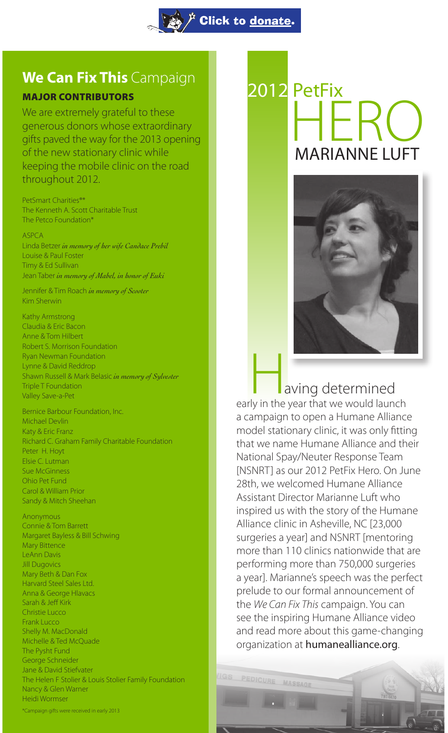Click to donate.

## **We Can Fix This** Campaign

### MAJOR CONTRIBUTORS

We are extremely grateful to these generous donors whose extraordinary gifts paved the way for the 2013 opening of the new stationary clinic while keeping the mobile clinic on the road throughout 2012.

PetSmart Charities®*
The Kenneth A. Scott Charitable Trust
The Petco Foundation*

ASPCA
Linda Betzer *in memory of her wife Candace Prebil*
Louise & Paul Foster
Timy & Ed Sullivan
Jean Taber *in memory of Mabel, in honor of Euki*

Jennifer & Tim Roach *in memory of Scooter*
Kim Sherwin

Kathy Armstrong
Claudia & Eric Bacon
Anne & Tom Hilbert
Robert S. Morrison Foundation
Ryan Newman Foundation
Lynne & David Reddrop
Shawn Russell & Mark Belasic *in memory of Sylvester*
Triple T Foundation
Valley Save-a-Pet

Bernice Barbour Foundation, Inc.
Michael Devlin
Katy & Eric Franz
Richard C. Graham Family Charitable Foundation
Peter H. Hoyt
Elsie C. Lutman
Sue McGinness
Ohio Pet Fund
Carol & William Prior
Sandy & Mitch Sheehan

Anonymous
Connie & Tom Barrett
Margaret Bayless & Bill Schwing
Mary Bittence
LeAnn Davis
Jill Dugovics
Mary Beth & Dan Fox
Harvard Steel Sales Ltd.
Anna & George Hlavacs
Sarah & Jeff Kirk
Christie Lucco
Frank Lucco
Shelly M. MacDonald
Michelle & Ted McQuade
The Pysht Fund
George Schneider
Jane & David Stiefvater
The Helen F Stolier & Louis Stolier Family Foundation
Nancy & Glen Warner
Heidi Wormser

*Campaign gifts were received in early 2013

# 2012 PetFix HERO

## MARIANNE LUFT

Having determined early in the year that we would launch a campaign to open a Humane Alliance model stationary clinic, it was only fitting that we name Humane Alliance and their National Spay/Neuter Response Team [NSNRT] as our 2012 PetFix Hero. On June 28th, we welcomed Humane Alliance Assistant Director Marianne Luft who inspired us with the story of the Humane Alliance clinic in Asheville, NC [23,000 surgeries a year] and NSNRT [mentoring more than 110 clinics nationwide that are performing more than 750,000 surgeries a year]. Marianne's speech was the perfect prelude to our formal announcement of the *We Can Fix This* campaign. You can see the inspiring Humane Alliance video and read more about this game-changing organization at **humanealliance.org**.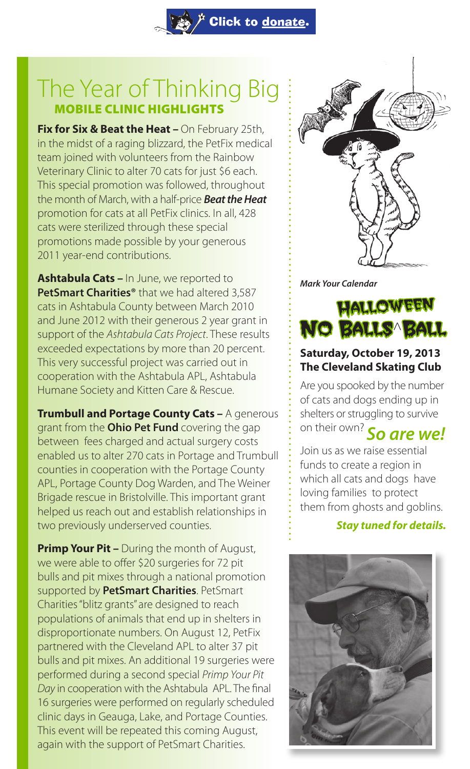Click to donate.

# The Year of Thinking Big

## MOBILE CLINIC HIGHLIGHTS

**Fix for Six & Beat the Heat –** On February 25th, in the midst of a raging blizzard, the PetFix medical team joined with volunteers from the Rainbow Veterinary Clinic to alter 70 cats for just $6 each. This special promotion was followed, throughout the month of March, with a half-price ***Beat the Heat*** promotion for cats at all PetFix clinics. In all, 428 cats were sterilized through these special promotions made possible by your generous 2011 year-end contributions.

**Ashtabula Cats –** In June, we reported to **PetSmart Charities®** that we had altered 3,587 cats in Ashtabula County between March 2010 and June 2012 with their generous 2 year grant in support of the *Ashtabula Cats Project*. These results exceeded expectations by more than 20 percent. This very successful project was carried out in cooperation with the Ashtabula APL, Ashtabula Humane Society and Kitten Care & Rescue.

**Trumbull and Portage County Cats –** A generous grant from the **Ohio Pet Fund** covering the gap between fees charged and actual surgery costs enabled us to alter 270 cats in Portage and Trumbull counties in cooperation with the Portage County APL, Portage County Dog Warden, and The Weiner Brigade rescue in Bristolville. This important grant helped us reach out and establish relationships in two previously underserved counties.

**Primp Your Pit –** During the month of August, we were able to offer $20 surgeries for 72 pit bulls and pit mixes through a national promotion supported by **PetSmart Charities**. PetSmart Charities "blitz grants" are designed to reach populations of animals that end up in shelters in disproportionate numbers. On August 12, PetFix partnered with the Cleveland APL to alter 37 pit bulls and pit mixes. An additional 19 surgeries were performed during a second special *Primp Your Pit Day* in cooperation with the Ashtabula APL. The final 16 surgeries were performed on regularly scheduled clinic days in Geauga, Lake, and Portage Counties. This event will be repeated this coming August, again with the support of PetSmart Charities.

***Mark Your Calendar***

## HALLOWEEN NO BALLS^BALL

**Saturday, October 19, 2013**
**The Cleveland Skating Club**

Are you spooked by the number of cats and dogs ending up in shelters or struggling to survive on their own? ***So are we!***

Join us as we raise essential funds to create a region in which all cats and dogs have loving families to protect them from ghosts and goblins.

***Stay tuned for details.***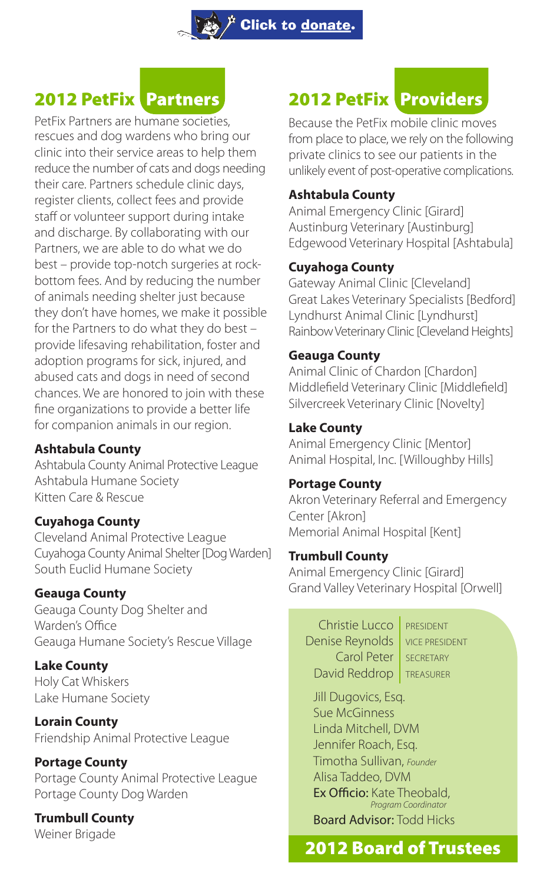Click to donate.

## 2012 PetFix Partners

PetFix Partners are humane societies, rescues and dog wardens who bring our clinic into their service areas to help them reduce the number of cats and dogs needing their care. Partners schedule clinic days, register clients, collect fees and provide staff or volunteer support during intake and discharge. By collaborating with our Partners, we are able to do what we do best – provide top-notch surgeries at rock-bottom fees. And by reducing the number of animals needing shelter just because they don't have homes, we make it possible for the Partners to do what they do best – provide lifesaving rehabilitation, foster and adoption programs for sick, injured, and abused cats and dogs in need of second chances. We are honored to join with these fine organizations to provide a better life for companion animals in our region.

**Ashtabula County**
Ashtabula County Animal Protective League
Ashtabula Humane Society
Kitten Care & Rescue

**Cuyahoga County**
Cleveland Animal Protective League
Cuyahoga County Animal Shelter [Dog Warden]
South Euclid Humane Society

**Geauga County**
Geauga County Dog Shelter and Warden's Office
Geauga Humane Society's Rescue Village

**Lake County**
Holy Cat Whiskers
Lake Humane Society

**Lorain County**
Friendship Animal Protective League

**Portage County**
Portage County Animal Protective League
Portage County Dog Warden

**Trumbull County**
Weiner Brigade

## 2012 PetFix Providers

Because the PetFix mobile clinic moves from place to place, we rely on the following private clinics to see our patients in the unlikely event of post-operative complications.

**Ashtabula County**
Animal Emergency Clinic [Girard]
Austinburg Veterinary [Austinburg]
Edgewood Veterinary Hospital [Ashtabula]

**Cuyahoga County**
Gateway Animal Clinic [Cleveland]
Great Lakes Veterinary Specialists [Bedford]
Lyndhurst Animal Clinic [Lyndhurst]
Rainbow Veterinary Clinic [Cleveland Heights]

**Geauga County**
Animal Clinic of Chardon [Chardon]
Middlefield Veterinary Clinic [Middlefield]
Silvercreek Veterinary Clinic [Novelty]

**Lake County**
Animal Emergency Clinic [Mentor]
Animal Hospital, Inc. [Willoughby Hills]

**Portage County**
Akron Veterinary Referral and Emergency Center [Akron]
Memorial Animal Hospital [Kent]

**Trumbull County**
Animal Emergency Clinic [Girard]
Grand Valley Veterinary Hospital [Orwell]

## 2012 Board of Trustees

Christie Lucco | PRESIDENT
Denise Reynolds | VICE PRESIDENT
Carol Peter | SECRETARY
David Reddrop | TREASURER

Jill Dugovics, Esq.
Sue McGinness
Linda Mitchell, DVM
Jennifer Roach, Esq.
Timotha Sullivan, *Founder*
Alisa Taddeo, DVM
Ex Officio: Kate Theobald, *Program Coordinator*
Board Advisor: Todd Hicks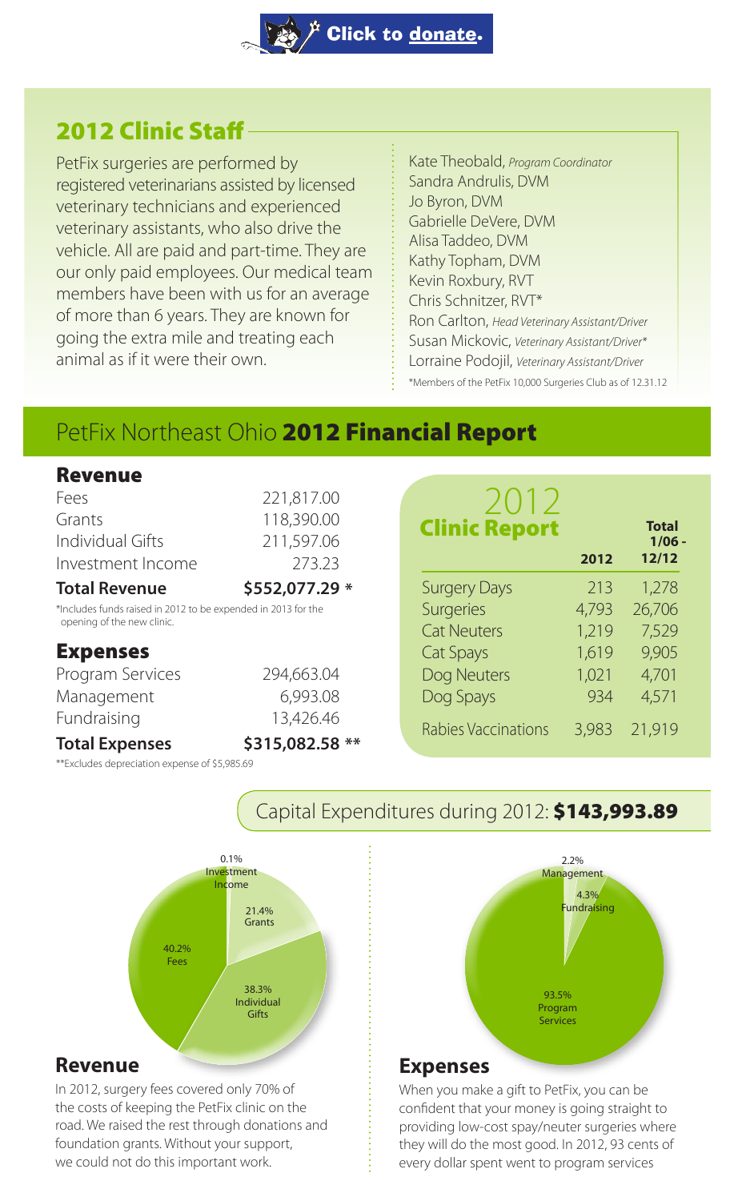Click to donate.

## 2012 Clinic Staff

PetFix surgeries are performed by registered veterinarians assisted by licensed veterinary technicians and experienced veterinary assistants, who also drive the vehicle. All are paid and part-time. They are our only paid employees. Our medical team members have been with us for an average of more than 6 years. They are known for going the extra mile and treating each animal as if it were their own.

Kate Theobald, *Program Coordinator*
Sandra Andrulis, DVM
Jo Byron, DVM
Gabrielle DeVere, DVM
Alisa Taddeo, DVM
Kathy Topham, DVM
Kevin Roxbury, RVT
Chris Schnitzer, RVT*
Ron Carlton, *Head Veterinary Assistant/Driver*
Susan Mickovic, *Veterinary Assistant/Driver**
Lorraine Podojil, *Veterinary Assistant/Driver*

*Members of the PetFix 10,000 Surgeries Club as of 12.31.12

## PetFix Northeast Ohio **2012 Financial Report**

### Revenue

| | |
|---|---|
| Fees | 221,817.00 |
| Grants | 118,390.00 |
| Individual Gifts | 211,597.06 |
| Investment Income | 273.23 |
| **Total Revenue** | **$552,077.29 *** |

*Includes funds raised in 2012 to be expended in 2013 for the opening of the new clinic.

### Expenses

| | |
|---|---|
| Program Services | 294,663.04 |
| Management | 6,993.08 |
| Fundraising | 13,426.46 |
| **Total Expenses** | **$315,082.58 **** |

**Excludes depreciation expense of $5,985.69

### 2012 Clinic Report

| | 2012 | Total 1/06 - 12/12 |
|---|---|---|
| Surgery Days | 213 | 1,278 |
| Surgeries | 4,793 | 26,706 |
| Cat Neuters | 1,219 | 7,529 |
| Cat Spays | 1,619 | 9,905 |
| Dog Neuters | 1,021 | 4,701 |
| Dog Spays | 934 | 4,571 |
| Rabies Vaccinations | 3,983 | 21,919 |

### Capital Expenditures during 2012: **$143,993.89**

Revenue chart: 40.2% Fees; 38.3% Individual Gifts; 21.4% Grants; 0.1% Investment Income

### Revenue

In 2012, surgery fees covered only 70% of the costs of keeping the PetFix clinic on the road. We raised the rest through donations and foundation grants. Without your support, we could not do this important work.

Expenses chart: 93.5% Program Services; 4.3% Fundraising; 2.2% Management

### Expenses

When you make a gift to PetFix, you can be confident that your money is going straight to providing low-cost spay/neuter surgeries where they will do the most good. In 2012, 93 cents of every dollar spent went to program services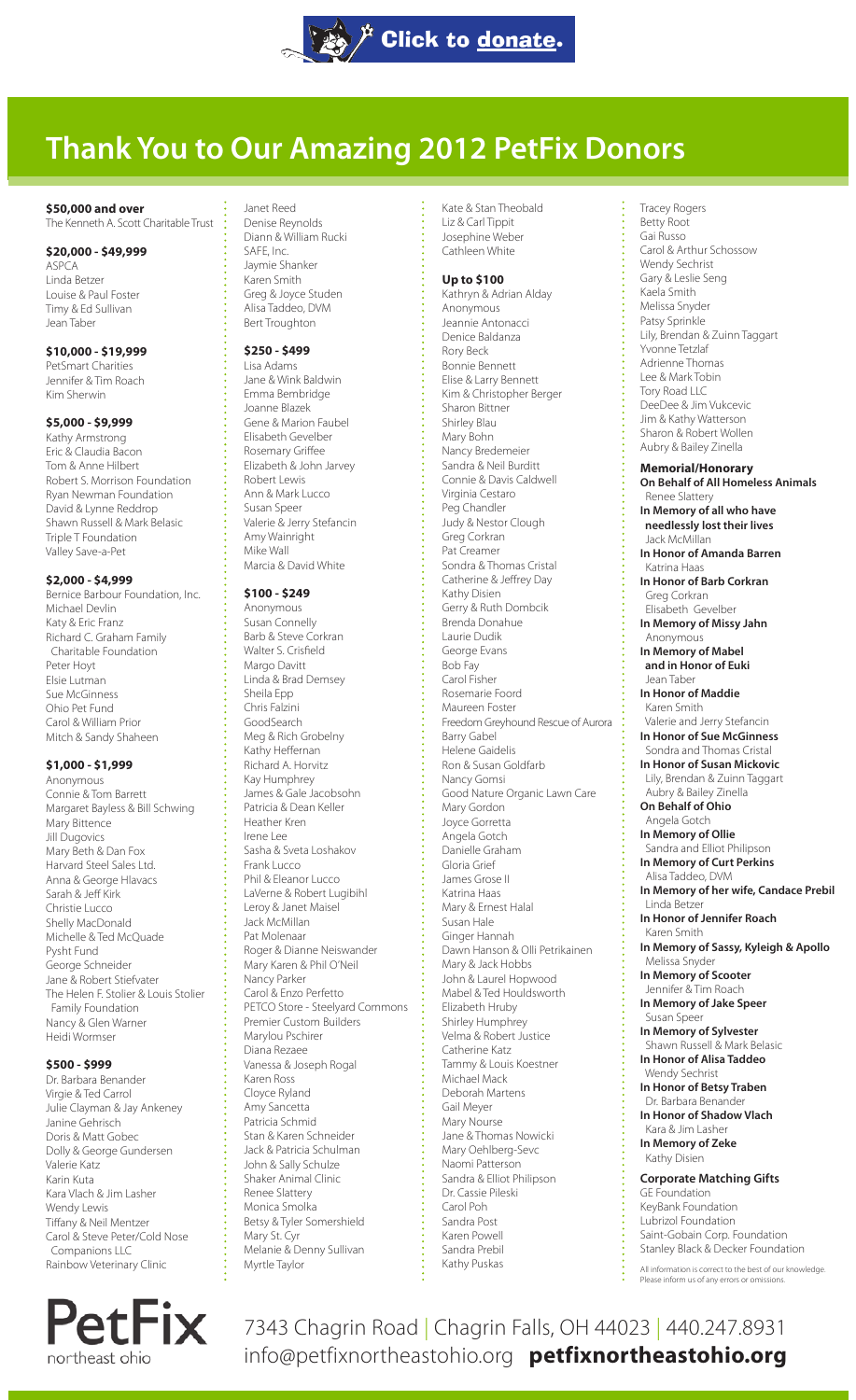Click to donate.

# Thank You to Our Amazing 2012 PetFix Donors

**$50,000 and over**
The Kenneth A. Scott Charitable Trust

**$20,000 - $49,999**
ASPCA
Linda Betzer
Louise & Paul Foster
Timy & Ed Sullivan
Jean Taber

**$10,000 - $19,999**
PetSmart Charities
Jennifer & Tim Roach
Kim Sherwin

**$5,000 - $9,999**
Kathy Armstrong
Eric & Claudia Bacon
Tom & Anne Hilbert
Robert S. Morrison Foundation
Ryan Newman Foundation
David & Lynne Reddrop
Shawn Russell & Mark Belasic
Triple T Foundation
Valley Save-a-Pet

**$2,000 - $4,999**
Bernice Barbour Foundation, Inc.
Michael Devlin
Katy & Eric Franz
Richard C. Graham Family Charitable Foundation
Peter Hoyt
Elsie Lutman
Sue McGinness
Ohio Pet Fund
Carol & William Prior
Mitch & Sandy Shaheen

**$1,000 - $1,999**
Anonymous
Connie & Tom Barrett
Margaret Bayless & Bill Schwing
Mary Bittence
Jill Dugovics
Mary Beth & Dan Fox
Harvard Steel Sales Ltd.
Anna & George Hlavacs
Sarah & Jeff Kirk
Christie Lucco
Shelly MacDonald
Michelle & Ted McQuade
Pysht Fund
George Schneider
Jane & Robert Stiefvater
The Helen F. Stolier & Louis Stolier Family Foundation
Nancy & Glen Warner
Heidi Wormser

**$500 - $999**
Dr. Barbara Benander
Virgie & Ted Carrol
Julie Clayman & Jay Ankeney
Janine Gehrisch
Doris & Matt Gobec
Dolly & George Gundersen
Valerie Katz
Karin Kuta
Kara Vlach & Jim Lasher
Wendy Lewis
Tiffany & Neil Mentzer
Carol & Steve Peter/Cold Nose Companions LLC
Rainbow Veterinary Clinic
Janet Reed
Denise Reynolds
Diann & William Rucki
SAFE, Inc.
Jaymie Shanker
Karen Smith
Greg & Joyce Studen
Alisa Taddeo, DVM
Bert Troughton

**$250 - $499**
Lisa Adams
Jane & Wink Baldwin
Emma Bembridge
Joanne Blazek
Gene & Marion Faubel
Elisabeth Gevelber
Rosemary Griffee
Elizabeth & John Jarvey
Robert Lewis
Ann & Mark Lucco
Susan Speer
Valerie & Jerry Stefancin
Amy Wainright
Mike Wall
Marcia & David White

**$100 - $249**
Anonymous
Susan Connelly
Barb & Steve Corkran
Walter S. Crisfield
Margo Davitt
Linda & Brad Demsey
Sheila Epp
Chris Falzini
GoodSearch
Meg & Rich Grobelny
Kathy Heffernan
Richard A. Horvitz
Kay Humphrey
James & Gale Jacobsohn
Patricia & Dean Keller
Heather Kren
Irene Lee
Sasha & Sveta Loshakov
Frank Lucco
Phil & Eleanor Lucco
LaVerne & Robert Lugibihl
Leroy & Janet Maisel
Jack McMillan
Pat Molenaar
Roger & Dianne Neiswander
Mary Karen & Phil O'Neil
Nancy Parker
Carol & Enzo Perfetto
PETCO Store - Steelyard Commons
Premier Custom Builders
Marylou Pschirer
Diana Rezaee
Vanessa & Joseph Rogal
Karen Ross
Cloyce Ryland
Amy Sancetta
Patricia Schmid
Stan & Karen Schneider
Jack & Patricia Schulman
John & Sally Schulze
Shaker Animal Clinic
Renee Slattery
Monica Smolka
Betsy & Tyler Somershield
Mary St. Cyr
Melanie & Denny Sullivan
Myrtle Taylor
Kate & Stan Theobald
Liz & Carl Tippit
Josephine Weber
Cathleen White

**Up to $100**
Kathryn & Adrian Alday
Anonymous
Jeannie Antonacci
Denice Baldanza
Rory Beck
Bonnie Bennett
Elise & Larry Bennett
Kim & Christopher Berger
Sharon Bittner
Shirley Blau
Mary Bohn
Nancy Bredemeier
Sandra & Neil Burditt
Connie & Davis Caldwell
Virginia Cestaro
Peg Chandler
Judy & Nestor Clough
Greg Corkran
Pat Creamer
Sondra & Thomas Cristal
Catherine & Jeffrey Day
Kathy Disien
Gerry & Ruth Dombcik
Brenda Donahue
Laurie Dudik
George Evans
Bob Fay
Carol Fisher
Rosemarie Foord
Maureen Foster
Freedom Greyhound Rescue of Aurora
Barry Gabel
Helene Gaidelis
Ron & Susan Goldfarb
Nancy Gomsi
Good Nature Organic Lawn Care
Mary Gordon
Joyce Gorretta
Angela Gotch
Danielle Graham
Gloria Grief
James Grose II
Katrina Haas
Mary & Ernest Halal
Susan Hale
Ginger Hannah
Dawn Hanson & Olli Petrikainen
Mary & Jack Hobbs
John & Laurel Hopwood
Mabel & Ted Houldsworth
Elizabeth Hruby
Shirley Humphrey
Velma & Robert Justice
Catherine Katz
Tammy & Louis Koestner
Michael Mack
Deborah Martens
Gail Meyer
Mary Nourse
Jane & Thomas Nowicki
Mary Oehlberg-Sevc
Naomi Patterson
Sandra & Elliot Philipson
Dr. Cassie Pileski
Carol Poh
Sandra Post
Karen Powell
Sandra Prebil
Kathy Puskas
Tracey Rogers
Betty Root
Gai Russo
Carol & Arthur Schossow
Wendy Sechrist
Gary & Leslie Seng
Kaela Smith
Melissa Snyder
Patsy Sprinkle
Lily, Brendan & Zuinn Taggart
Yvonne Tetzlaf
Adrienne Thomas
Lee & Mark Tobin
Tory Road LLC
DeeDee & Jim Vukcevic
Jim & Kathy Watterson
Sharon & Robert Wollen
Aubry & Bailey Zinella

**Memorial/Honorary**

**On Behalf of All Homeless Animals**
Renee Slattery

**In Memory of all who have needlessly lost their lives**
Jack McMillan

**In Honor of Amanda Barren**
Katrina Haas

**In Honor of Barb Corkran**
Greg Corkran
Elisabeth Gevelber

**In Memory of Missy Jahn**
Anonymous

**In Memory of Mabel and in Honor of Euki**
Jean Taber

**In Honor of Maddie**
Karen Smith
Valerie and Jerry Stefancin

**In Honor of Sue McGinness**
Sondra and Thomas Cristal

**In Honor of Susan Mickovic**
Lily, Brendan & Zuinn Taggart
Aubry & Bailey Zinella

**On Behalf of Ohio**
Angela Gotch

**In Memory of Ollie**
Sandra and Elliot Philipson

**In Memory of Curt Perkins**
Alisa Taddeo, DVM

**In Memory of her wife, Candace Prebil**
Linda Betzer

**In Honor of Jennifer Roach**
Karen Smith

**In Memory of Sassy, Kyleigh & Apollo**
Melissa Snyder

**In Memory of Scooter**
Jennifer & Tim Roach

**In Memory of Jake Speer**
Susan Speer

**In Memory of Sylvester**
Shawn Russell & Mark Belasic

**In Honor of Alisa Taddeo**
Wendy Sechrist

**In Honor of Betsy Traben**
Dr. Barbara Benander

**In Honor of Shadow Vlach**
Kara & Jim Lasher

**In Memory of Zeke**
Kathy Disien

**Corporate Matching Gifts**
GE Foundation
KeyBank Foundation
Lubrizol Foundation
Saint-Gobain Corp. Foundation
Stanley Black & Decker Foundation

All information is correct to the best of our knowledge. Please inform us of any errors or omissions.

PetFix northeast ohio

7343 Chagrin Road | Chagrin Falls, OH 44023 | 440.247.8931
info@petfixnortheastohio.org **petfixnortheastohio.org**